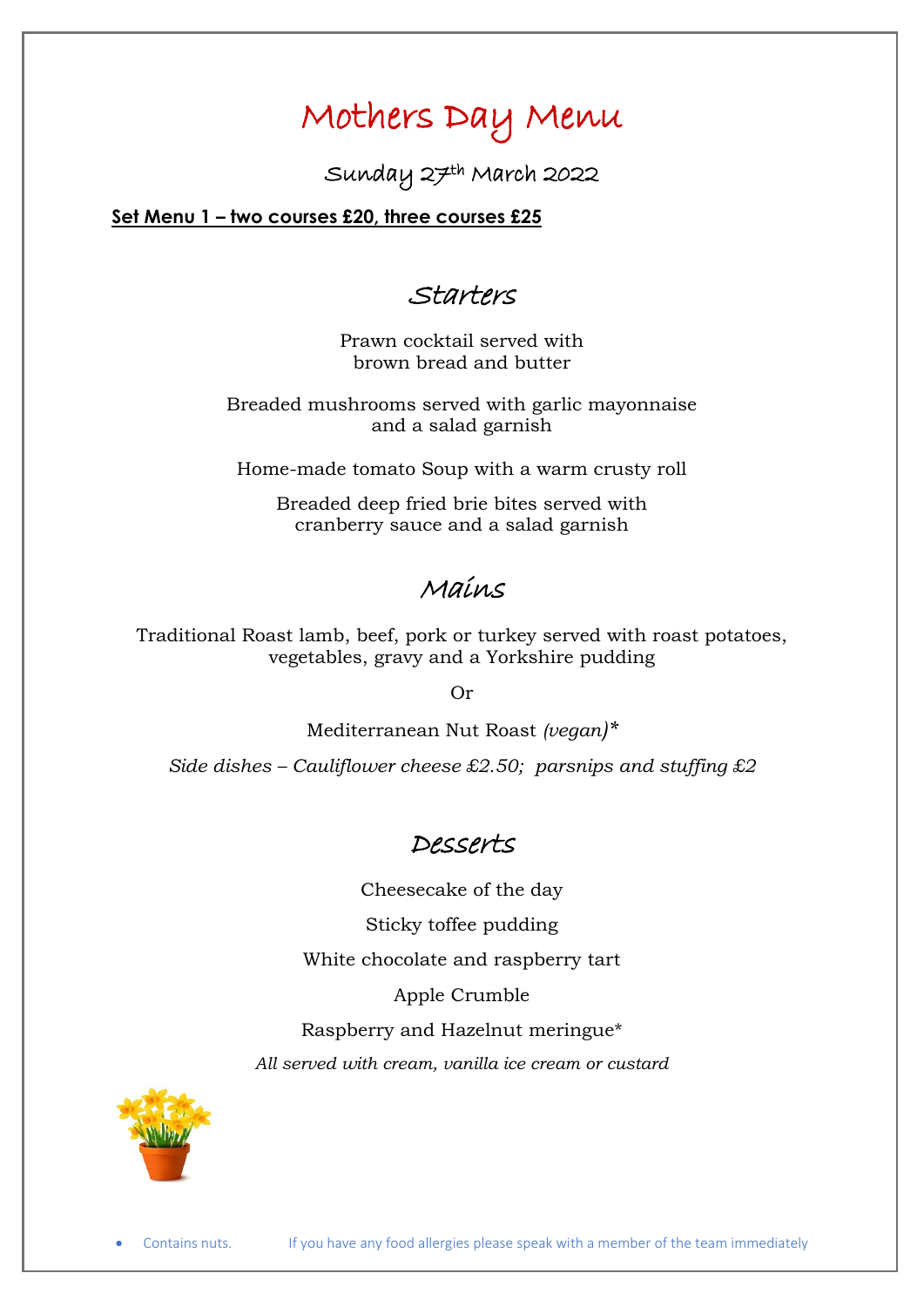# Mothers Day Menu

## Sunday 27th March 2022

**Set Menu 1 – two courses £20, three courses £25**

## Starters

Prawn cocktail served with
brown bread and butter

Breaded mushrooms served with garlic mayonnaise
and a salad garnish

Home-made tomato Soup with a warm crusty roll

Breaded deep fried brie bites served with
cranberry sauce and a salad garnish

## Mains

Traditional Roast lamb, beef, pork or turkey served with roast potatoes,
vegetables, gravy and a Yorkshire pudding

Or

Mediterranean Nut Roast *(vegan)**

*Side dishes – Cauliflower cheese £2.50; parsnips and stuffing £2*

## Desserts

Cheesecake of the day

Sticky toffee pudding

White chocolate and raspberry tart

Apple Crumble

Raspberry and Hazelnut meringue*

*All served with cream, vanilla ice cream or custard*

- Contains nuts. If you have any food allergies please speak with a member of the team immediately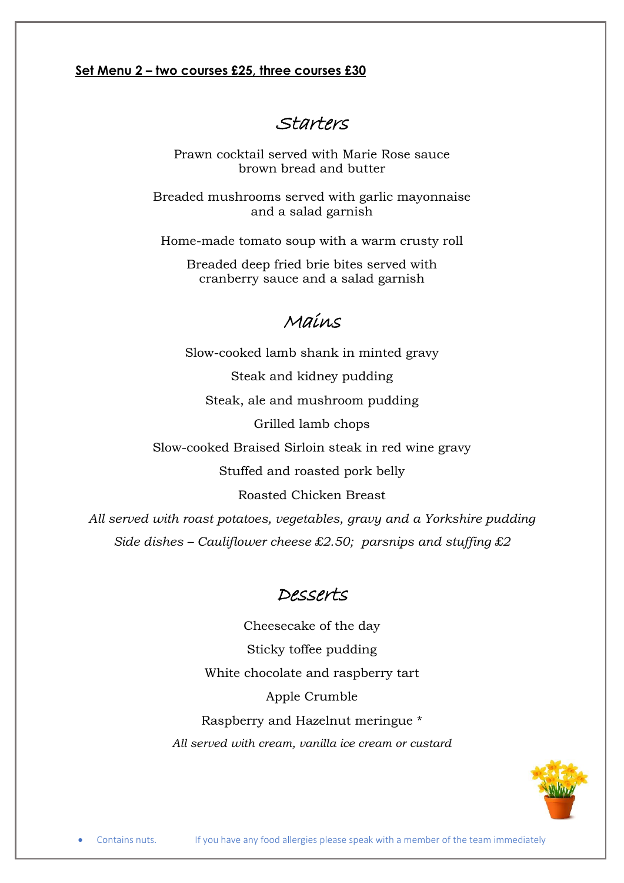**Set Menu 2 – two courses £25, three courses £30**

## Starters

Prawn cocktail served with Marie Rose sauce
brown bread and butter

Breaded mushrooms served with garlic mayonnaise
and a salad garnish

Home-made tomato soup with a warm crusty roll

Breaded deep fried brie bites served with
cranberry sauce and a salad garnish

## Mains

Slow-cooked lamb shank in minted gravy

Steak and kidney pudding

Steak, ale and mushroom pudding

Grilled lamb chops

Slow-cooked Braised Sirloin steak in red wine gravy

Stuffed and roasted pork belly

Roasted Chicken Breast

*All served with roast potatoes, vegetables, gravy and a Yorkshire pudding*

*Side dishes – Cauliflower cheese £2.50; parsnips and stuffing £2*

## Desserts

Cheesecake of the day

Sticky toffee pudding

White chocolate and raspberry tart

Apple Crumble

Raspberry and Hazelnut meringue *

*All served with cream, vanilla ice cream or custard*

- Contains nuts. If you have any food allergies please speak with a member of the team immediately